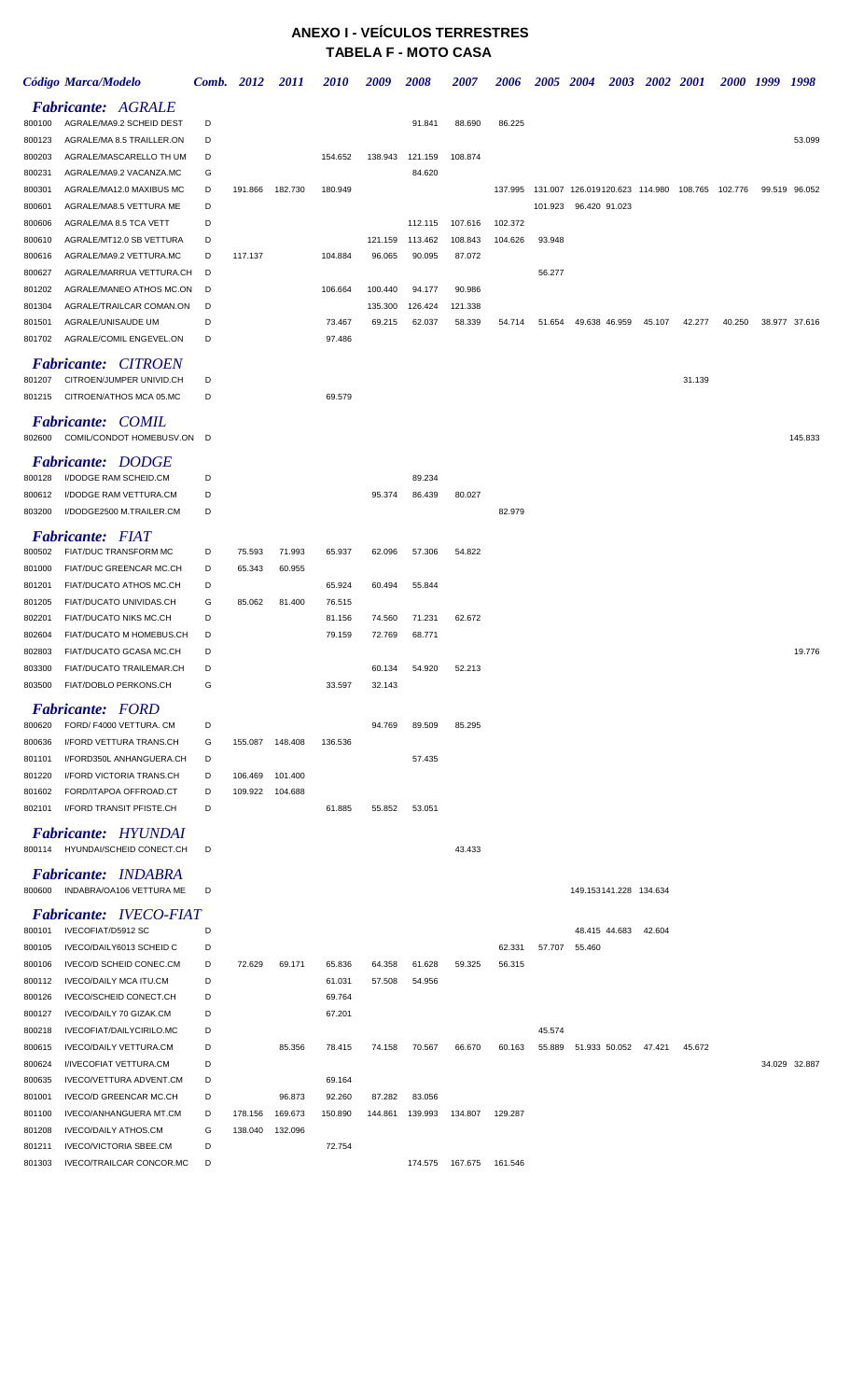# ANEXO I - VEÍCULOS TERRESTRES
## TABELA F - MOTO CASA

| Código | Marca/Modelo | Comb. | 2012 | 2011 | 2010 | 2009 | 2008 | 2007 | 2006 | 2005 | 2004 | 2003 | 2002 | 2001 | 2000 | 1999 | 1998 |
|---|---|---|---|---|---|---|---|---|---|---|---|---|---|---|---|---|---|
| ***Fabricante: AGRALE*** | | | | | | | | | | | | | | | | | |
| 800100 | AGRALE/MA9.2 SCHEID DEST | D | | | | | 91.841 | 88.690 | 86.225 | | | | | | | | |
| 800123 | AGRALE/MA 8.5 TRAILLER.ON | D | | | | | | | | | | | | | | | 53.099 |
| 800203 | AGRALE/MASCARELLO TH UM | D | | | 154.652 | 138.943 | 121.159 | 108.874 | | | | | | | | | |
| 800231 | AGRALE/MA9.2 VACANZA.MC | G | | | | | 84.620 | | | | | | | | | | |
| 800301 | AGRALE/MA12.0 MAXIBUS MC | D | 191.866 | 182.730 | 180.949 | | | | 137.995 | 131.007 | 126.019 | 120.623 | 114.980 | 108.765 | 102.776 | 99.519 | 96.052 |
| 800601 | AGRALE/MA8.5 VETTURA ME | D | | | | | | | | 101.923 | 96.420 | 91.023 | | | | | |
| 800606 | AGRALE/MA 8.5 TCA VETT | D | | | | | 112.115 | 107.616 | 102.372 | | | | | | | | |
| 800610 | AGRALE/MT12.0 SB VETTURA | D | | | | 121.159 | 113.462 | 108.843 | 104.626 | 93.948 | | | | | | | |
| 800616 | AGRALE/MA9.2 VETTURA.MC | D | 117.137 | | 104.884 | 96.065 | 90.095 | 87.072 | | | | | | | | | |
| 800627 | AGRALE/MARRUA VETTURA.CH | D | | | | | | | | 56.277 | | | | | | | |
| 801202 | AGRALE/MANEO ATHOS MC.ON | D | | | 106.664 | 100.440 | 94.177 | 90.986 | | | | | | | | | |
| 801304 | AGRALE/TRAILCAR COMAN.ON | D | | | | 135.300 | 126.424 | 121.338 | | | | | | | | | |
| 801501 | AGRALE/UNISAUDE UM | D | | | 73.467 | 69.215 | 62.037 | 58.339 | 54.714 | 51.654 | 49.638 | 46.959 | 45.107 | 42.277 | 40.250 | 38.977 | 37.616 |
| 801702 | AGRALE/COMIL ENGEVEL.ON | D | | | 97.486 | | | | | | | | | | | | |
| ***Fabricante: CITROEN*** | | | | | | | | | | | | | | | | | |
| 801207 | CITROEN/JUMPER UNIVID.CH | D | | | | | | | | | | | | 31.139 | | | |
| 801215 | CITROEN/ATHOS MCA 05.MC | D | | | 69.579 | | | | | | | | | | | | |
| ***Fabricante: COMIL*** | | | | | | | | | | | | | | | | | |
| 802600 | COMIL/CONDOT HOMEBUSV.ON | D | | | | | | | | | | | | | | | 145.833 |
| ***Fabricante: DODGE*** | | | | | | | | | | | | | | | | | |
| 800128 | I/DODGE RAM SCHEID.CM | D | | | | | 89.234 | | | | | | | | | | |
| 800612 | I/DODGE RAM VETTURA.CM | D | | | | 95.374 | 86.439 | 80.027 | | | | | | | | | |
| 803200 | I/DODGE2500 M.TRAILER.CM | D | | | | | | | 82.979 | | | | | | | | |
| ***Fabricante: FIAT*** | | | | | | | | | | | | | | | | | |
| 800502 | FIAT/DUC TRANSFORM MC | D | 75.593 | 71.993 | 65.937 | 62.096 | 57.306 | 54.822 | | | | | | | | | |
| 801000 | FIAT/DUC GREENCAR MC.CH | D | 65.343 | 60.955 | | | | | | | | | | | | | |
| 801201 | FIAT/DUCATO ATHOS MC.CH | D | | | 65.924 | 60.494 | 55.844 | | | | | | | | | | |
| 801205 | FIAT/DUCATO UNIVIDAS.CH | G | 85.062 | 81.400 | 76.515 | | | | | | | | | | | | |
| 802201 | FIAT/DUCATO NIKS MC.CH | D | | | 81.156 | 74.560 | 71.231 | 62.672 | | | | | | | | | |
| 802604 | FIAT/DUCATO M HOMEBUS.CH | D | | | 79.159 | 72.769 | 68.771 | | | | | | | | | | |
| 802803 | FIAT/DUCATO GCASA MC.CH | D | | | | | | | | | | | | | | | 19.776 |
| 803300 | FIAT/DUCATO TRAILEMAR.CH | D | | | | 60.134 | 54.920 | 52.213 | | | | | | | | | |
| 803500 | FIAT/DOBLO PERKONS.CH | G | | | 33.597 | 32.143 | | | | | | | | | | | |
| ***Fabricante: FORD*** | | | | | | | | | | | | | | | | | |
| 800620 | FORD/ F4000 VETTURA. CM | D | | | | 94.769 | 89.509 | 85.295 | | | | | | | | | |
| 800636 | I/FORD VETTURA TRANS.CH | G | 155.087 | 148.408 | 136.536 | | | | | | | | | | | | |
| 801101 | I/FORD350L ANHANGUERA.CH | D | | | | | 57.435 | | | | | | | | | | |
| 801220 | I/FORD VICTORIA TRANS.CH | D | 106.469 | 101.400 | | | | | | | | | | | | | |
| 801602 | FORD/ITAPOA OFFROAD.CT | D | 109.922 | 104.688 | | | | | | | | | | | | | |
| 802101 | I/FORD TRANSIT PFISTE.CH | D | | | 61.885 | 55.852 | 53.051 | | | | | | | | | | |
| ***Fabricante: HYUNDAI*** | | | | | | | | | | | | | | | | | |
| 800114 | HYUNDAI/SCHEID CONECT.CH | D | | | | | | 43.433 | | | | | | | | | |
| ***Fabricante: INDABRA*** | | | | | | | | | | | | | | | | | |
| 800600 | INDABRA/OA106 VETTURA ME | D | | | | | | | | | 149.153 | 141.228 | 134.634 | | | | |
| ***Fabricante: IVECO-FIAT*** | | | | | | | | | | | | | | | | | |
| 800101 | IVECOFIAT/D5912 SC | D | | | | | | | | | 48.415 | 44.683 | 42.604 | | | | |
| 800105 | IVECO/DAILY6013 SCHEID C | D | | | | | | | 62.331 | 57.707 | 55.460 | | | | | | |
| 800106 | IVECO/D SCHEID CONEC.CM | D | 72.629 | 69.171 | 65.836 | 64.358 | 61.628 | 59.325 | 56.315 | | | | | | | | |
| 800112 | IVECO/DAILY MCA ITU.CM | D | | | 61.031 | 57.508 | 54.956 | | | | | | | | | | |
| 800126 | IVECO/SCHEID CONECT.CH | D | | | 69.764 | | | | | | | | | | | | |
| 800127 | IVECO/DAILY 70 GIZAK.CM | D | | | 67.201 | | | | | | | | | | | | |
| 800218 | IVECOFIAT/DAILYCIRILO.MC | D | | | | | | | | 45.574 | | | | | | | |
| 800615 | IVECO/DAILY VETTURA.CM | D | | 85.356 | 78.415 | 74.158 | 70.567 | 66.670 | 60.163 | 55.889 | 51.933 | 50.052 | 47.421 | 45.672 | | | |
| 800624 | I/IVECOFIAT VETTURA.CM | D | | | | | | | | | | | | | | 34.029 | 32.887 |
| 800635 | IVECO/VETTURA ADVENT.CM | D | | | 69.164 | | | | | | | | | | | | |
| 801001 | IVECO/D GREENCAR MC.CH | D | | 96.873 | 92.260 | 87.282 | 83.056 | | | | | | | | | | |
| 801100 | IVECO/ANHANGUERA MT.CM | D | 178.156 | 169.673 | 150.890 | 144.861 | 139.993 | 134.807 | 129.287 | | | | | | | | |
| 801208 | IVECO/DAILY ATHOS.CM | G | 138.040 | 132.096 | | | | | | | | | | | | | |
| 801211 | IVECO/VICTORIA SBEE.CM | D | | | 72.754 | | | | | | | | | | | | |
| 801303 | IVECO/TRAILCAR CONCOR.MC | D | | | | | 174.575 | 167.675 | 161.546 | | | | | | | | |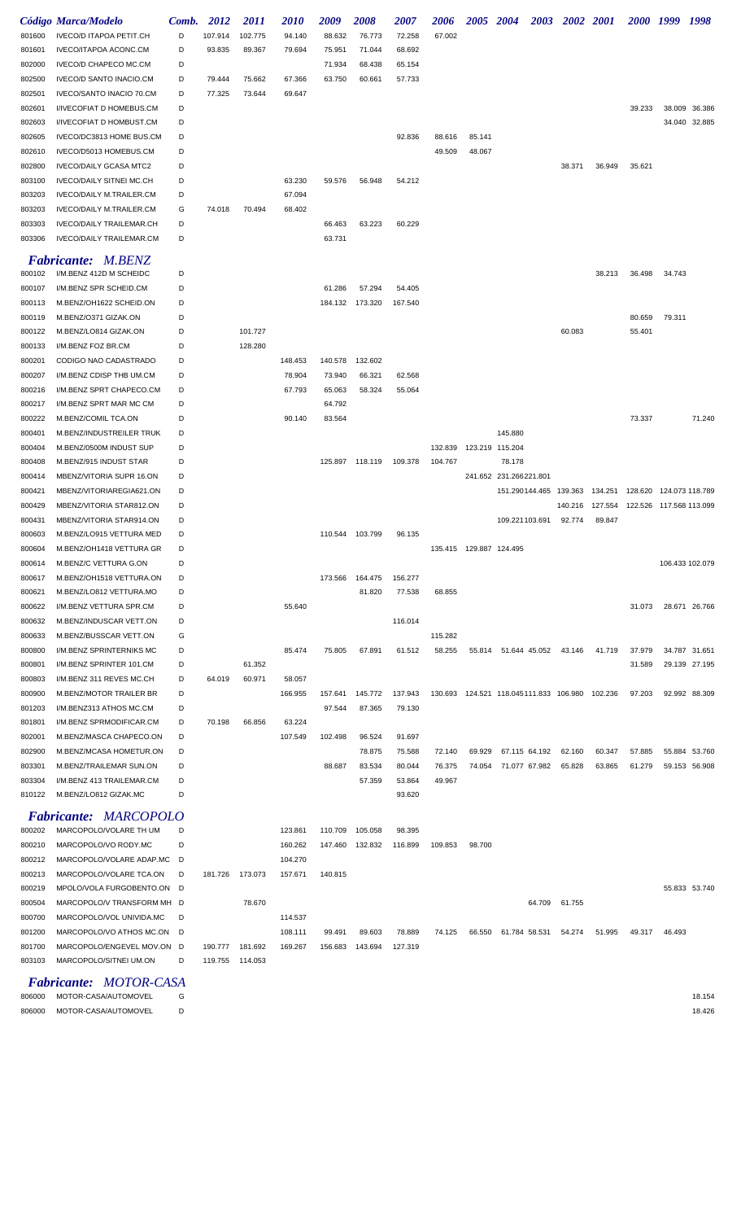| Código | Marca/Modelo | Comb. | 2012 | 2011 | 2010 | 2009 | 2008 | 2007 | 2006 | 2005 | 2004 | 2003 | 2002 | 2001 | 2000 | 1999 | 1998 |
|---|---|---|---|---|---|---|---|---|---|---|---|---|---|---|---|---|---|
| 801600 | IVECO/D ITAPOA PETIT.CH | D | 107.914 | 102.775 | 94.140 | 88.632 | 76.773 | 72.258 | 67.002 | | | | | | | | |
| 801601 | IVECO/ITAPOA ACONC.CM | D | 93.835 | 89.367 | 79.694 | 75.951 | 71.044 | 68.692 | | | | | | | | | |
| 802000 | IVECO/D CHAPECO MC.CM | D | | | | 71.934 | 68.438 | 65.154 | | | | | | | | | |
| 802500 | IVECO/D SANTO INACIO.CM | D | 79.444 | 75.662 | 67.366 | 63.750 | 60.661 | 57.733 | | | | | | | | | |
| 802501 | IVECO/SANTO INACIO 70.CM | D | 77.325 | 73.644 | 69.647 | | | | | | | | | | | | |
| 802601 | I/IVECOFIAT D HOMEBUS.CM | D | | | | | | | | | | | | | 39.233 | 38.009 | 36.386 |
| 802603 | I/IVECOFIAT D HOMBUST.CM | D | | | | | | | | | | | | | | 34.040 | 32.885 |
| 802605 | IVECO/DC3813 HOME BUS.CM | D | | | | | | 92.836 | 88.616 | 85.141 | | | | | | | |
| 802610 | IVECO/D5013 HOMEBUS.CM | D | | | | | | | 49.509 | 48.067 | | | | | | | |
| 802800 | IVECO/DAILY GCASA MTC2 | D | | | | | | | | | | | 38.371 | 36.949 | 35.621 | | |
| 803100 | IVECO/DAILY SITNEI MC.CH | D | | | 63.230 | 59.576 | 56.948 | 54.212 | | | | | | | | | |
| 803203 | IVECO/DAILY M.TRAILER.CM | D | | | 67.094 | | | | | | | | | | | | |
| 803203 | IVECO/DAILY M.TRAILER.CM | G | 74.018 | 70.494 | 68.402 | | | | | | | | | | | | |
| 803303 | IVECO/DAILY TRAILEMAR.CH | D | | | | 66.463 | 63.223 | 60.229 | | | | | | | | | |
| 803306 | IVECO/DAILY TRAILEMAR.CM | D | | | | 63.731 | | | | | | | | | | | |
| | ***Fabricante: M.BENZ*** | | | | | | | | | | | | | | | | |
| 800102 | I/M.BENZ 412D M SCHEIDC | D | | | | | | | | | | | | 38.213 | 36.498 | 34.743 | |
| 800107 | I/M.BENZ SPR SCHEID.CM | D | | | | 61.286 | 57.294 | 54.405 | | | | | | | | | |
| 800113 | M.BENZ/OH1622 SCHEID.ON | D | | | | 184.132 | 173.320 | 167.540 | | | | | | | | | |
| 800119 | M.BENZ/O371 GIZAK.ON | D | | | | | | | | | | | | | 80.659 | 79.311 | |
| 800122 | M.BENZ/LO814 GIZAK.ON | D | | 101.727 | | | | | | | | | 60.083 | | 55.401 | | |
| 800133 | I/M.BENZ FOZ BR.CM | D | | 128.280 | | | | | | | | | | | | | |
| 800201 | CODIGO NAO CADASTRADO | D | | | 148.453 | 140.578 | 132.602 | | | | | | | | | | |
| 800207 | I/M.BENZ CDISP THB UM.CM | D | | | 78.904 | 73.940 | 66.321 | 62.568 | | | | | | | | | |
| 800216 | I/M.BENZ SPRT CHAPECO.CM | D | | | 67.793 | 65.063 | 58.324 | 55.064 | | | | | | | | | |
| 800217 | I/M.BENZ SPRT MAR MC CM | D | | | | 64.792 | | | | | | | | | | | |
| 800222 | M.BENZ/COMIL TCA.ON | D | | | 90.140 | 83.564 | | | | | | | | | 73.337 | | 71.240 |
| 800401 | M.BENZ/INDUSTREILER TRUK | D | | | | | | | | | 145.880 | | | | | | |
| 800404 | M.BENZ/0500M INDUST SUP | D | | | | | | | 132.839 | 123.219 | 115.204 | | | | | | |
| 800408 | M.BENZ/915 INDUST STAR | D | | | | 125.897 | 118.119 | 109.378 | 104.767 | | 78.178 | | | | | | |
| 800414 | MBENZ/VITORIA SUPR 16.ON | D | | | | | | | | 241.652 | 231.266 | 221.801 | | | | | |
| 800421 | MBENZ/VITORIAREGIA621.ON | D | | | | | | | | | 151.290 | 144.465 | 139.363 | 134.251 | 128.620 | 124.073 | 118.789 |
| 800429 | MBENZ/VITORIA STAR812.ON | D | | | | | | | | | | | 140.216 | 127.554 | 122.526 | 117.568 | 113.099 |
| 800431 | MBENZ/VITORIA STAR914.ON | D | | | | | | | | | 109.221 | 103.691 | 92.774 | 89.847 | | | |
| 800603 | M.BENZ/LO915 VETTURA MED | D | | | | 110.544 | 103.799 | 96.135 | | | | | | | | | |
| 800604 | M.BENZ/OH1418 VETTURA GR | D | | | | | | | 135.415 | 129.887 | 124.495 | | | | | | |
| 800614 | M.BENZ/C VETTURA G.ON | D | | | | | | | | | | | | | | 106.433 | 102.079 |
| 800617 | M.BENZ/OH1518 VETTURA.ON | D | | | | 173.566 | 164.475 | 156.277 | | | | | | | | | |
| 800621 | M.BENZ/LO812 VETTURA.MO | D | | | | | 81.820 | 77.538 | 68.855 | | | | | | | | |
| 800622 | I/M.BENZ VETTURA SPR.CM | D | | | 55.640 | | | | | | | | | | 31.073 | 28.671 | 26.766 |
| 800632 | M.BENZ/INDUSCAR VETT.ON | D | | | | | | 116.014 | | | | | | | | | |
| 800633 | M.BENZ/BUSSCAR VETT.ON | G | | | | | | | 115.282 | | | | | | | | |
| 800800 | I/M.BENZ SPRINTERNIKS MC | D | | | 85.474 | 75.805 | 67.891 | 61.512 | 58.255 | 55.814 | 51.644 | 45.052 | 43.146 | 41.719 | 37.979 | 34.787 | 31.651 |
| 800801 | I/M.BENZ SPRINTER 101.CM | D | | 61.352 | | | | | | | | | | | 31.589 | 29.139 | 27.195 |
| 800803 | I/M.BENZ 311 REVES MC.CH | D | 64.019 | 60.971 | 58.057 | | | | | | | | | | | | |
| 800900 | M.BENZ/MOTOR TRAILER BR | D | | | 166.955 | 157.641 | 145.772 | 137.943 | 130.693 | 124.521 | 118.045 | 111.833 | 106.980 | 102.236 | 97.203 | 92.992 | 88.309 |
| 801203 | I/M.BENZ313 ATHOS MC.CM | D | | | | 97.544 | 87.365 | 79.130 | | | | | | | | | |
| 801801 | I/M.BENZ SPRMODIFICAR.CM | D | 70.198 | 66.856 | 63.224 | | | | | | | | | | | | |
| 802001 | M.BENZ/MASCA CHAPECO.ON | D | | | 107.549 | 102.498 | 96.524 | 91.697 | | | | | | | | | |
| 802900 | M.BENZ/MCASA HOMETUR.ON | D | | | | | 78.875 | 75.588 | 72.140 | 69.929 | 67.115 | 64.192 | 62.160 | 60.347 | 57.885 | 55.884 | 53.760 |
| 803301 | M.BENZ/TRAILEMAR SUN.ON | D | | | | 88.687 | 83.534 | 80.044 | 76.375 | 74.054 | 71.077 | 67.982 | 65.828 | 63.865 | 61.279 | 59.153 | 56.908 |
| 803304 | I/M.BENZ 413 TRAILEMAR.CM | D | | | | | 57.359 | 53.864 | 49.967 | | | | | | | | |
| 810122 | M.BENZ/LO812 GIZAK.MC | D | | | | | | 93.620 | | | | | | | | | |
| | ***Fabricante: MARCOPOLO*** | | | | | | | | | | | | | | | | |
| 800202 | MARCOPOLO/VOLARE TH UM | D | | | 123.861 | 110.709 | 105.058 | 98.395 | | | | | | | | | |
| 800210 | MARCOPOLO/VO RODY.MC | D | | | 160.262 | 147.460 | 132.832 | 116.899 | 109.853 | 98.700 | | | | | | | |
| 800212 | MARCOPOLO/VOLARE ADAP.MC | D | | | 104.270 | | | | | | | | | | | | |
| 800213 | MARCOPOLO/VOLARE TCA.ON | D | 181.726 | 173.073 | 157.671 | 140.815 | | | | | | | | | | | |
| 800219 | MPOLO/VOLA FURGOBENTO.ON | D | | | | | | | | | | | | | | 55.833 | 53.740 |
| 800504 | MARCOPOLO/V TRANSFORM MH | D | | 78.670 | | | | | | | | 64.709 | 61.755 | | | | |
| 800700 | MARCOPOLO/VOL UNIVIDA.MC | D | | | 114.537 | | | | | | | | | | | | |
| 801200 | MARCOPOLO/VO ATHOS MC.ON | D | | | 108.111 | 99.491 | 89.603 | 78.889 | 74.125 | 66.550 | 61.784 | 58.531 | 54.274 | 51.995 | 49.317 | 46.493 | |
| 801700 | MARCOPOLO/ENGEVEL MOV.ON | D | 190.777 | 181.692 | 169.267 | 156.683 | 143.694 | 127.319 | | | | | | | | | |
| 803103 | MARCOPOLO/SITNEI UM.ON | D | 119.755 | 114.053 | | | | | | | | | | | | | |
| | ***Fabricante: MOTOR-CASA*** | | | | | | | | | | | | | | | | |
| 806000 | MOTOR-CASA/AUTOMOVEL | G | | | | | | | | | | | | | | | 18.154 |
| 806000 | MOTOR-CASA/AUTOMOVEL | D | | | | | | | | | | | | | | | 18.426 |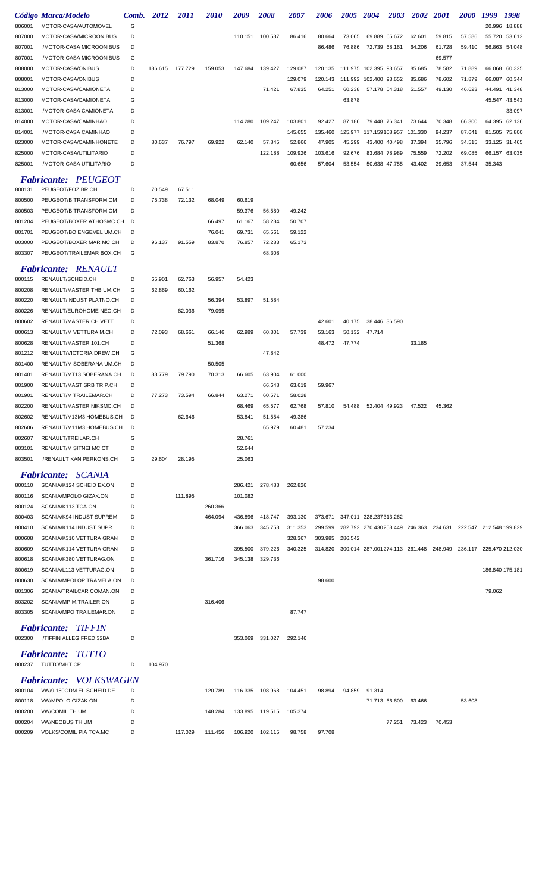| Código | Marca/Modelo | Comb. | 2012 | 2011 | 2010 | 2009 | 2008 | 2007 | 2006 | 2005 | 2004 | 2003 | 2002 | 2001 | 2000 | 1999 | 1998 |
|---|---|---|---|---|---|---|---|---|---|---|---|---|---|---|---|---|---|
| 806001 | MOTOR-CASA/AUTOMOVEL | G | | | | | | | | | | | | | | 20.996 | 18.888 |
| 807000 | MOTOR-CASA/MICROONIBUS | D | | | | 110.151 | 100.537 | 86.416 | 80.664 | 73.065 | 69.889 | 65.672 | 62.601 | 59.815 | 57.586 | 55.720 | 53.612 |
| 807001 | I/MOTOR-CASA MICROONIBUS | D | | | | | | | 86.486 | 76.886 | 72.739 | 68.161 | 64.206 | 61.728 | 59.410 | 56.863 | 54.048 |
| 807001 | I/MOTOR-CASA MICROONIBUS | G | | | | | | | | | | | | 69.577 | | | |
| 808000 | MOTOR-CASA/ONIBUS | D | 186.615 | 177.729 | 159.053 | 147.684 | 139.427 | 129.087 | 120.135 | 111.975 | 102.395 | 93.657 | 85.685 | 78.582 | 71.889 | 66.068 | 60.325 |
| 808001 | MOTOR-CASA/ONIBUS | D | | | | | | 129.079 | 120.143 | 111.992 | 102.400 | 93.652 | 85.686 | 78.602 | 71.879 | 66.087 | 60.344 |
| 813000 | MOTOR-CASA/CAMIONETA | D | | | | | 71.421 | 67.835 | 64.251 | 60.238 | 57.178 | 54.318 | 51.557 | 49.130 | 46.623 | 44.491 | 41.348 |
| 813000 | MOTOR-CASA/CAMIONETA | G | | | | | | | | 63.878 | | | | | | 45.547 | 43.543 |
| 813001 | I/MOTOR-CASA CAMIONETA | D | | | | | | | | | | | | | | | 33.097 |
| 814000 | MOTOR-CASA/CAMINHAO | D | | | | 114.280 | 109.247 | 103.801 | 92.427 | 87.186 | 79.448 | 76.341 | 73.644 | 70.348 | 66.300 | 64.395 | 62.136 |
| 814001 | I/MOTOR-CASA CAMINHAO | D | | | | | | 145.655 | 135.460 | 125.977 | 117.159 | 108.957 | 101.330 | 94.237 | 87.641 | 81.505 | 75.800 |
| 823000 | MOTOR-CASA/CAMINHONETE | D | 80.637 | 76.797 | 69.922 | 62.140 | 57.845 | 52.866 | 47.905 | 45.299 | 43.400 | 40.498 | 37.394 | 35.796 | 34.515 | 33.125 | 31.465 |
| 825000 | MOTOR-CASA/UTILITARIO | D | | | | | 122.188 | 109.926 | 103.616 | 92.676 | 83.684 | 78.989 | 75.559 | 72.202 | 69.085 | 66.157 | 63.035 |
| 825001 | I/MOTOR-CASA UTILITARIO | D | | | | | | 60.656 | 57.604 | 53.554 | 50.638 | 47.755 | 43.402 | 39.653 | 37.544 | 35.343 | |

### *Fabricante: PEUGEOT*

| Código | Marca/Modelo | Comb. | 2012 | 2011 | 2010 | 2009 | 2008 | 2007 | 2006 | 2005 | 2004 | 2003 | 2002 | 2001 | 2000 | 1999 | 1998 |
|---|---|---|---|---|---|---|---|---|---|---|---|---|---|---|---|---|---|
| 800131 | PEUGEOT/FOZ BR.CH | D | 70.549 | 67.511 | | | | | | | | | | | | | |
| 800500 | PEUGEOT/B TRANSFORM CM | D | 75.738 | 72.132 | 68.049 | 60.619 | | | | | | | | | | | |
| 800503 | PEUGEOT/B TRANSFORM CM | D | | | | 59.376 | 56.580 | 49.242 | | | | | | | | | |
| 801204 | PEUGEOT/BOXER ATHOSMC.CH | D | | | 66.497 | 61.167 | 58.284 | 50.707 | | | | | | | | | |
| 801701 | PEUGEOT/BO ENGEVEL UM.CH | D | | | 76.041 | 69.731 | 65.561 | 59.122 | | | | | | | | | |
| 803000 | PEUGEOT/BOXER MAR MC CH | D | 96.137 | 91.559 | 83.870 | 76.857 | 72.283 | 65.173 | | | | | | | | | |
| 803307 | PEUGEOT/TRAILEMAR BOX.CH | G | | | | | 68.308 | | | | | | | | | | |

### *Fabricante: RENAULT*

| Código | Marca/Modelo | Comb. | 2012 | 2011 | 2010 | 2009 | 2008 | 2007 | 2006 | 2005 | 2004 | 2003 | 2002 | 2001 | 2000 | 1999 | 1998 |
|---|---|---|---|---|---|---|---|---|---|---|---|---|---|---|---|---|---|
| 800115 | RENAULT/SCHEID.CH | D | 65.901 | 62.763 | 56.957 | 54.423 | | | | | | | | | | | |
| 800208 | RENAULT/MASTER THB UM.CH | G | 62.869 | 60.162 | | | | | | | | | | | | | |
| 800220 | RENAULT/INDUST PLATNO.CH | D | | | 56.394 | 53.897 | 51.584 | | | | | | | | | | |
| 800226 | RENAULT/EUROHOME NEO.CH | D | | 82.036 | 79.095 | | | | | | | | | | | | |
| 800602 | RENAULT/MASTER CH VETT | D | | | | | | | 42.601 | 40.175 | 38.446 | 36.590 | | | | | |
| 800613 | RENAULT/M VETTURA M.CH | D | 72.093 | 68.661 | 66.146 | 62.989 | 60.301 | 57.739 | 53.163 | 50.132 | 47.714 | | | | | | |
| 800628 | RENAULT/MASTER 101.CH | D | | | 51.368 | | | | 48.472 | 47.774 | | | 33.185 | | | | |
| 801212 | RENAULT/VICTORIA DREW.CH | G | | | | | 47.842 | | | | | | | | | | |
| 801400 | RENAULT/M SOBERANA UM.CH | D | | | 50.505 | | | | | | | | | | | | |
| 801401 | RENAULT/MT13 SOBERANA.CH | D | 83.779 | 79.790 | 70.313 | 66.605 | 63.904 | 61.000 | | | | | | | | | |
| 801900 | RENAULT/MAST SRB TRIP.CH | D | | | | | 66.648 | 63.619 | 59.967 | | | | | | | | |
| 801901 | RENAULT/M TRAILEMAR.CH | D | 77.273 | 73.594 | 66.844 | 63.271 | 60.571 | 58.028 | | | | | | | | | |
| 802200 | RENAULT/MASTER NIKSMC.CH | D | | | | 68.469 | 65.577 | 62.768 | 57.810 | 54.488 | 52.404 | 49.923 | 47.522 | 45.362 | | | |
| 802602 | RENAULT/M13M3 HOMEBUS.CH | D | | 62.646 | | 53.841 | 51.554 | 49.386 | | | | | | | | | |
| 802606 | RENAULT/M11M3 HOMEBUS.CH | D | | | | | 65.979 | 60.481 | 57.234 | | | | | | | | |
| 802607 | RENAULT/TREILAR.CH | G | | | | 28.761 | | | | | | | | | | | |
| 803101 | RENAULT/M SITNEI MC.CT | D | | | | 52.644 | | | | | | | | | | | |
| 803501 | I/RENAULT KAN PERKONS.CH | G | 29.604 | 28.195 | | 25.063 | | | | | | | | | | | |

### *Fabricante: SCANIA*

| Código | Marca/Modelo | Comb. | 2012 | 2011 | 2010 | 2009 | 2008 | 2007 | 2006 | 2005 | 2004 | 2003 | 2002 | 2001 | 2000 | 1999 | 1998 |
|---|---|---|---|---|---|---|---|---|---|---|---|---|---|---|---|---|---|
| 800110 | SCANIA/K124 SCHEID EX.ON | D | | | | 286.421 | 278.483 | 262.826 | | | | | | | | | |
| 800116 | SCANIA/MPOLO GIZAK.ON | D | | 111.895 | | 101.082 | | | | | | | | | | | |
| 800124 | SCANIA/K113 TCA.ON | D | | | 260.366 | | | | | | | | | | | | |
| 800403 | SCANIA/K94 INDUST SUPREM | D | | | 464.094 | 436.896 | 418.747 | 393.130 | 373.671 | 347.011 | 328.237 | 313.262 | | | | | |
| 800410 | SCANIA/K114 INDUST SUPR | D | | | | 366.063 | 345.753 | 311.353 | 299.599 | 282.792 | 270.430 | 258.449 | 246.363 | 234.631 | 222.547 | 212.548 | 199.829 |
| 800608 | SCANIA/K310 VETTURA GRAN | D | | | | | | 328.367 | 303.985 | 286.542 | | | | | | | |
| 800609 | SCANIA/K114 VETTURA GRAN | D | | | | 395.500 | 379.226 | 340.325 | 314.820 | 300.014 | 287.001 | 274.113 | 261.448 | 248.949 | 236.117 | 225.470 | 212.030 |
| 800618 | SCANIA/K380 VETTURAG.ON | D | | | 361.716 | 345.138 | 329.736 | | | | | | | | | | |
| 800619 | SCANIA/L113 VETTURAG.ON | D | | | | | | | | | | | | | | 186.840 | 175.181 |
| 800630 | SCANIA/MPOLOP TRAMELA.ON | D | | | | | | | 98.600 | | | | | | | | |
| 801306 | SCANIA/TRAILCAR COMAN.ON | D | | | | | | | | | | | | | | 79.062 | |
| 803202 | SCANIA/MP M.TRAILER.ON | D | | | 316.406 | | | | | | | | | | | | |
| 803305 | SCANIA/MPO TRAILEMAR.ON | D | | | | | | 87.747 | | | | | | | | | |

### *Fabricante: TIFFIN*

| Código | Marca/Modelo | Comb. | 2012 | 2011 | 2010 | 2009 | 2008 | 2007 | 2006 | 2005 | 2004 | 2003 | 2002 | 2001 | 2000 | 1999 | 1998 |
|---|---|---|---|---|---|---|---|---|---|---|---|---|---|---|---|---|---|
| 802300 | I/TIFFIN ALLEG FRED 32BA | D | | | | 353.069 | 331.027 | 292.146 | | | | | | | | | |

### *Fabricante: TUTTO*

| Código | Marca/Modelo | Comb. | 2012 | 2011 | 2010 | 2009 | 2008 | 2007 | 2006 | 2005 | 2004 | 2003 | 2002 | 2001 | 2000 | 1999 | 1998 |
|---|---|---|---|---|---|---|---|---|---|---|---|---|---|---|---|---|---|
| 800237 | TUTTO/MHT.CP | D | 104.970 | | | | | | | | | | | | | | |

### *Fabricante: VOLKSWAGEN*

| Código | Marca/Modelo | Comb. | 2012 | 2011 | 2010 | 2009 | 2008 | 2007 | 2006 | 2005 | 2004 | 2003 | 2002 | 2001 | 2000 | 1999 | 1998 |
|---|---|---|---|---|---|---|---|---|---|---|---|---|---|---|---|---|---|
| 800104 | VW/9.150ODM EL SCHEID DE | D | | | 120.789 | 116.335 | 108.968 | 104.451 | 98.894 | 94.859 | 91.314 | | | | | | |
| 800118 | VW/MPOLO GIZAK.ON | D | | | | | | | | | 71.713 | 66.600 | 63.466 | | 53.608 | | |
| 800200 | VW/COMIL TH UM | D | | | 148.284 | 133.895 | 119.515 | 105.374 | | | | | | | | | |
| 800204 | VW/NEOBUS TH UM | D | | | | | | | | | | 77.251 | 73.423 | 70.453 | | | |
| 800209 | VOLKS/COMIL PIA TCA.MC | D | | 117.029 | 111.456 | 106.920 | 102.115 | 98.758 | 97.708 | | | | | | | | |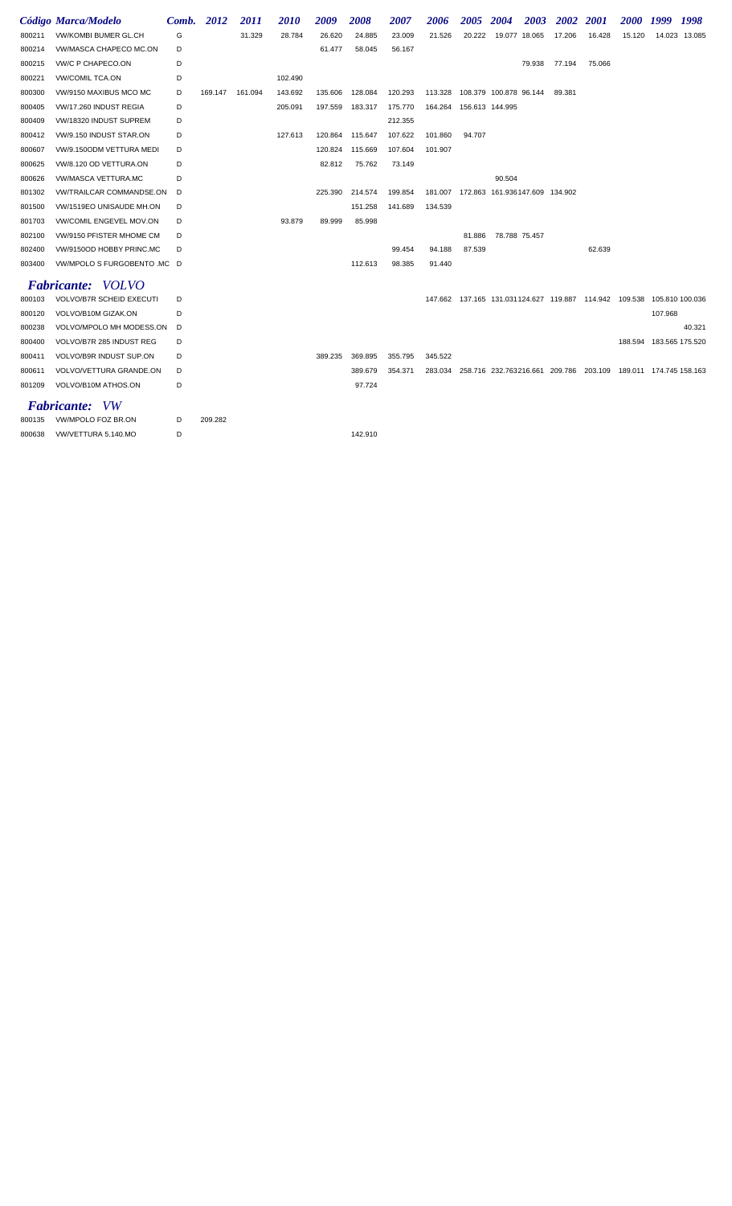| Código | Marca/Modelo | Comb. | 2012 | 2011 | 2010 | 2009 | 2008 | 2007 | 2006 | 2005 | 2004 | 2003 | 2002 | 2001 | 2000 | 1999 | 1998 |
|---|---|---|---|---|---|---|---|---|---|---|---|---|---|---|---|---|---|
| 800211 | VW/KOMBI BUMER GL.CH | G | | 31.329 | 28.784 | 26.620 | 24.885 | 23.009 | 21.526 | 20.222 | 19.077 | 18.065 | 17.206 | 16.428 | 15.120 | 14.023 | 13.085 |
| 800214 | VW/MASCA CHAPECO MC.ON | D | | | | 61.477 | 58.045 | 56.167 | | | | | | | | | |
| 800215 | VW/C P CHAPECO.ON | D | | | | | | | | | | 79.938 | 77.194 | 75.066 | | | |
| 800221 | VW/COMIL TCA.ON | D | | | 102.490 | | | | | | | | | | | | |
| 800300 | VW/9150 MAXIBUS MCO MC | D | 169.147 | 161.094 | 143.692 | 135.606 | 128.084 | 120.293 | 113.328 | 108.379 | 100.878 | 96.144 | 89.381 | | | | |
| 800405 | VW/17.260 INDUST REGIA | D | | | 205.091 | 197.559 | 183.317 | 175.770 | 164.264 | 156.613 | 144.995 | | | | | | |
| 800409 | VW/18320 INDUST SUPREM | D | | | | | | 212.355 | | | | | | | | | |
| 800412 | VW/9.150 INDUST STAR.ON | D | | | 127.613 | 120.864 | 115.647 | 107.622 | 101.860 | 94.707 | | | | | | | |
| 800607 | VW/9.150ODM VETTURA MEDI | D | | | | 120.824 | 115.669 | 107.604 | 101.907 | | | | | | | | |
| 800625 | VW/8.120 OD VETTURA.ON | D | | | | 82.812 | 75.762 | 73.149 | | | | | | | | | |
| 800626 | VW/MASCA VETTURA.MC | D | | | | | | | | | 90.504 | | | | | | |
| 801302 | VW/TRAILCAR COMMANDSE.ON | D | | | | 225.390 | 214.574 | 199.854 | 181.007 | 172.863 | 161.936 | 147.609 | 134.902 | | | | |
| 801500 | VW/1519EO UNISAUDE MH.ON | D | | | | | 151.258 | 141.689 | 134.539 | | | | | | | | |
| 801703 | VW/COMIL ENGEVEL MOV.ON | D | | | 93.879 | 89.999 | 85.998 | | | | | | | | | | |
| 802100 | VW/9150 PFISTER MHOME CM | D | | | | | | | | 81.886 | 78.788 | 75.457 | | | | | |
| 802400 | VW/9150OD HOBBY PRINC.MC | D | | | | | | 99.454 | 94.188 | 87.539 | | | | 62.639 | | | |
| 803400 | VW/MPOLO S FURGOBENTO .MC | D | | | | | 112.613 | 98.385 | 91.440 | | | | | | | | |

## *Fabricante: VOLVO*

| Código | Marca/Modelo | Comb. | 2012 | 2011 | 2010 | 2009 | 2008 | 2007 | 2006 | 2005 | 2004 | 2003 | 2002 | 2001 | 2000 | 1999 | 1998 |
|---|---|---|---|---|---|---|---|---|---|---|---|---|---|---|---|---|---|
| 800103 | VOLVO/B7R SCHEID EXECUTI | D | | | | | | | 147.662 | 137.165 | 131.031 | 124.627 | 119.887 | 114.942 | 109.538 | 105.810 | 100.036 |
| 800120 | VOLVO/B10M GIZAK.ON | D | | | | | | | | | | | | | | 107.968 | |
| 800238 | VOLVO/MPOLO MH MODESS.ON | D | | | | | | | | | | | | | | | 40.321 |
| 800400 | VOLVO/B7R 285 INDUST REG | D | | | | | | | | | | | | | 188.594 | 183.565 | 175.520 |
| 800411 | VOLVO/B9R INDUST SUP.ON | D | | | | 389.235 | 369.895 | 355.795 | 345.522 | | | | | | | | |
| 800611 | VOLVO/VETTURA GRANDE.ON | D | | | | | 389.679 | 354.371 | 283.034 | 258.716 | 232.763 | 216.661 | 209.786 | 203.109 | 189.011 | 174.745 | 158.163 |
| 801209 | VOLVO/B10M ATHOS.ON | D | | | | | 97.724 | | | | | | | | | | |

## *Fabricante: VW*

| Código | Marca/Modelo | Comb. | 2012 | 2011 | 2010 | 2009 | 2008 | 2007 | 2006 | 2005 | 2004 | 2003 | 2002 | 2001 | 2000 | 1999 | 1998 |
|---|---|---|---|---|---|---|---|---|---|---|---|---|---|---|---|---|---|
| 800135 | VW/MPOLO FOZ BR.ON | D | 209.282 | | | | | | | | | | | | | | |
| 800638 | VW/VETTURA 5.140.MO | D | | | | | 142.910 | | | | | | | | | | |